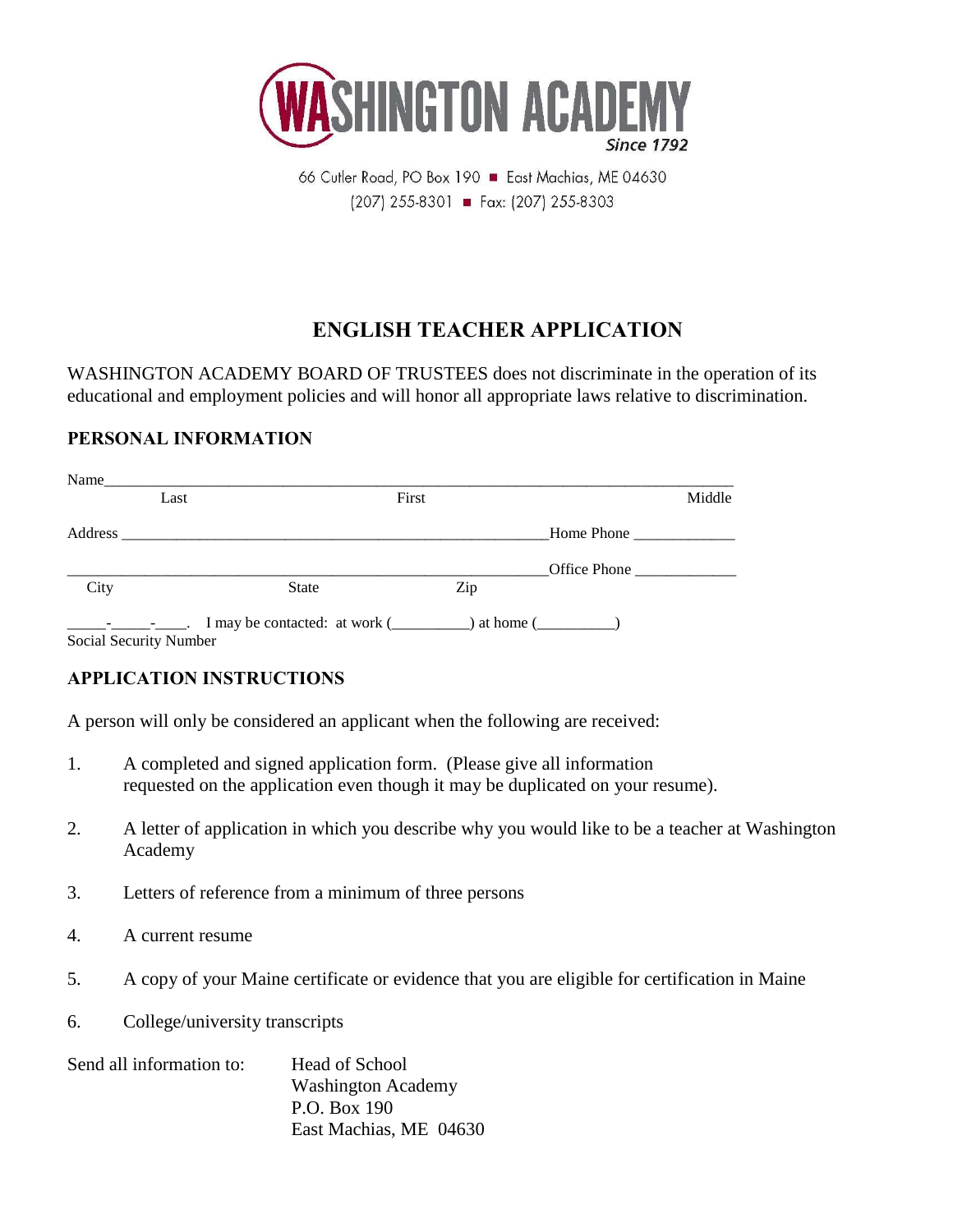# WASHINGTON ACADEMY

*Since 1792*

66 Cutler Road, PO Box 190 ■ East Machias, ME 04630
(207) 255-8301 ■ Fax: (207) 255-8303

## ENGLISH TEACHER APPLICATION

WASHINGTON ACADEMY BOARD OF TRUSTEES does not discriminate in the operation of its educational and employment policies and will honor all appropriate laws relative to discrimination.

### PERSONAL INFORMATION

Name_______________________________________________________________________________
Last                                        First                                        Middle

Address _______________________________________________________ Home Phone _____________

_____________________________________________________________ Office Phone _____________
City                                State                           Zip

_____-_____-____. I may be contacted: at work (__________) at home (__________)
Social Security Number

### APPLICATION INSTRUCTIONS

A person will only be considered an applicant when the following are received:

1. A completed and signed application form. (Please give all information requested on the application even though it may be duplicated on your resume).
2. A letter of application in which you describe why you would like to be a teacher at Washington Academy
3. Letters of reference from a minimum of three persons
4. A current resume
5. A copy of your Maine certificate or evidence that you are eligible for certification in Maine
6. College/university transcripts

Send all information to:

Head of School
Washington Academy
P.O. Box 190
East Machias, ME 04630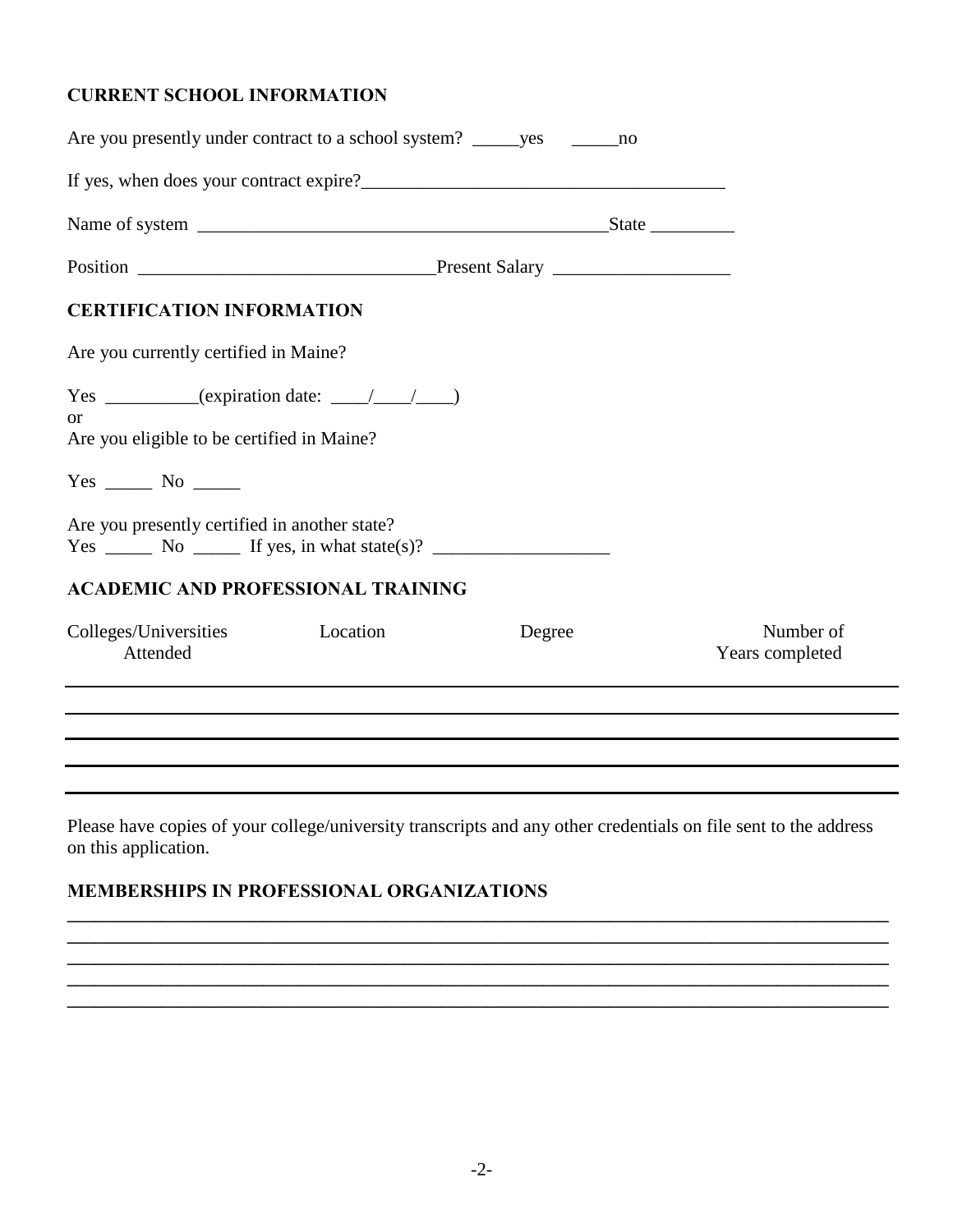## CURRENT SCHOOL INFORMATION

Are you presently under contract to a school system? _____yes _____no

If yes, when does your contract expire?_______________________________________

Name of system ____________________________________________State _________

Position _______________________________Present Salary __________________

## CERTIFICATION INFORMATION

Are you currently certified in Maine?

Yes __________(expiration date: ____/____/____)

or

Are you eligible to be certified in Maine?

Yes _____ No _____

Are you presently certified in another state?

Yes _____ No _____ If yes, in what state(s)? __________________

## ACADEMIC AND PROFESSIONAL TRAINING

| Colleges/Universities Attended | Location | Degree | Number of Years completed |
|---|---|---|---|
| | | | |
| | | | |
| | | | |
| | | | |

Please have copies of your college/university transcripts and any other credentials on file sent to the address on this application.

## MEMBERSHIPS IN PROFESSIONAL ORGANIZATIONS

_____________________________________________________________________________

_____________________________________________________________________________

_____________________________________________________________________________

_____________________________________________________________________________

_____________________________________________________________________________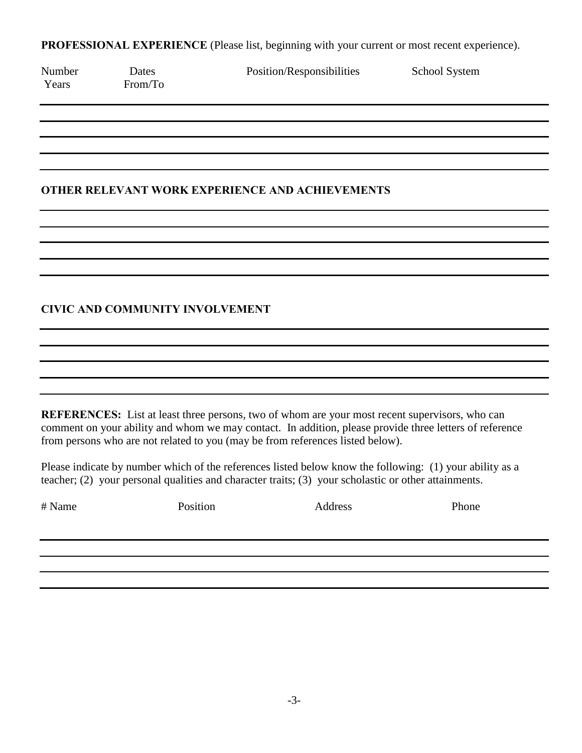**PROFESSIONAL EXPERIENCE** (Please list, beginning with your current or most recent experience).

| Number Years | Dates From/To | Position/Responsibilities | School System |
|---|---|---|---|
| | | | |
| | | | |
| | | | |
| | | | |
| | | | |

**OTHER RELEVANT WORK EXPERIENCE AND ACHIEVEMENTS**

**CIVIC AND COMMUNITY INVOLVEMENT**

**REFERENCES:** List at least three persons, two of whom are your most recent supervisors, who can comment on your ability and whom we may contact. In addition, please provide three letters of reference from persons who are not related to you (may be from references listed below).

Please indicate by number which of the references listed below know the following: (1) your ability as a teacher; (2) your personal qualities and character traits; (3) your scholastic or other attainments.

| # Name | Position | Address | Phone |
|---|---|---|---|
| | | | |
| | | | |
| | | | |
| | | | |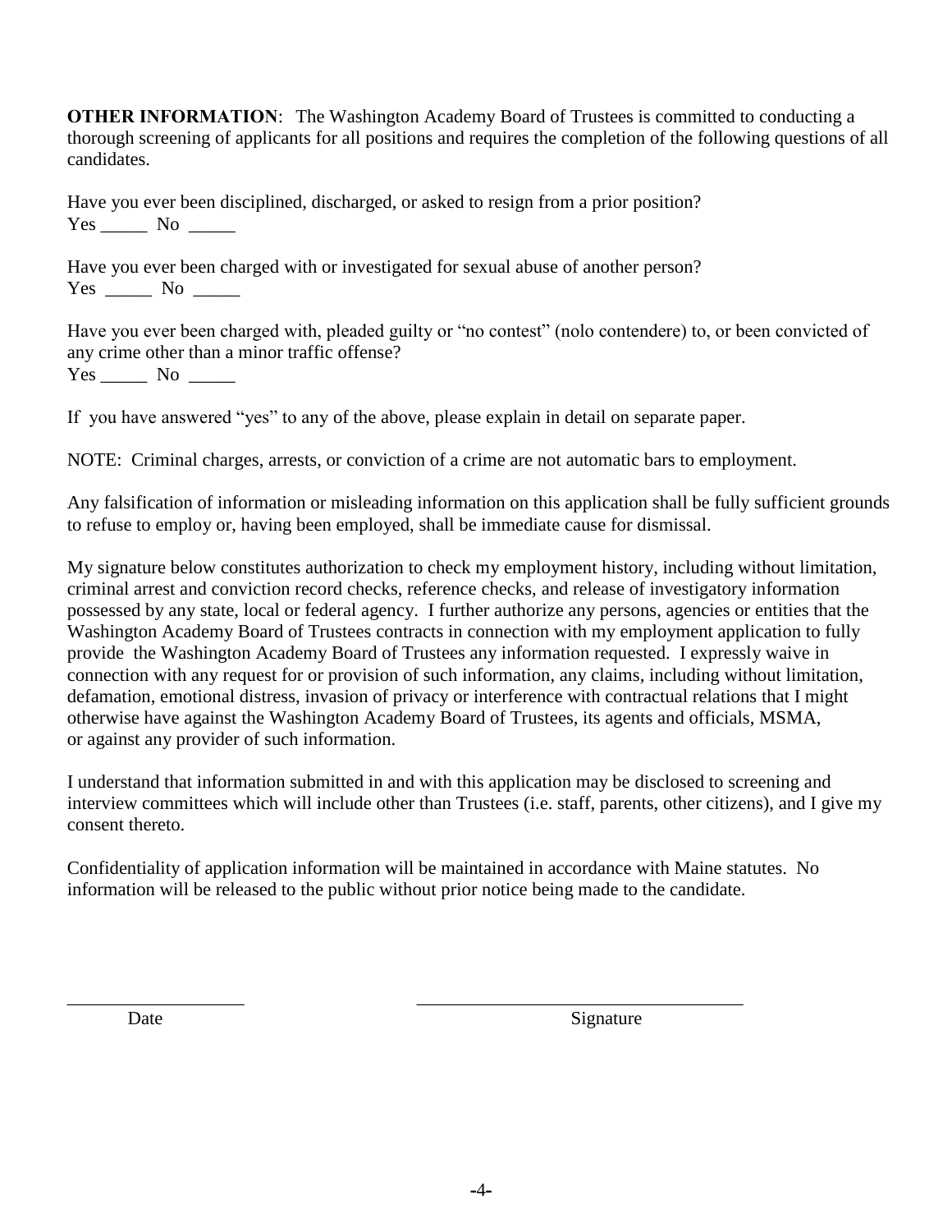**OTHER INFORMATION**: The Washington Academy Board of Trustees is committed to conducting a thorough screening of applicants for all positions and requires the completion of the following questions of all candidates.

Have you ever been disciplined, discharged, or asked to resign from a prior position?
Yes _____ No _____

Have you ever been charged with or investigated for sexual abuse of another person?
Yes _____ No _____

Have you ever been charged with, pleaded guilty or "no contest" (nolo contendere) to, or been convicted of any crime other than a minor traffic offense?
Yes _____ No _____

If you have answered "yes" to any of the above, please explain in detail on separate paper.

NOTE: Criminal charges, arrests, or conviction of a crime are not automatic bars to employment.

Any falsification of information or misleading information on this application shall be fully sufficient grounds to refuse to employ or, having been employed, shall be immediate cause for dismissal.

My signature below constitutes authorization to check my employment history, including without limitation, criminal arrest and conviction record checks, reference checks, and release of investigatory information possessed by any state, local or federal agency. I further authorize any persons, agencies or entities that the Washington Academy Board of Trustees contracts in connection with my employment application to fully provide the Washington Academy Board of Trustees any information requested. I expressly waive in connection with any request for or provision of such information, any claims, including without limitation, defamation, emotional distress, invasion of privacy or interference with contractual relations that I might otherwise have against the Washington Academy Board of Trustees, its agents and officials, MSMA, or against any provider of such information.

I understand that information submitted in and with this application may be disclosed to screening and interview committees which will include other than Trustees (i.e. staff, parents, other citizens), and I give my consent thereto.

Confidentiality of application information will be maintained in accordance with Maine statutes. No information will be released to the public without prior notice being made to the candidate.

___________________ ___________________________________
Date Signature